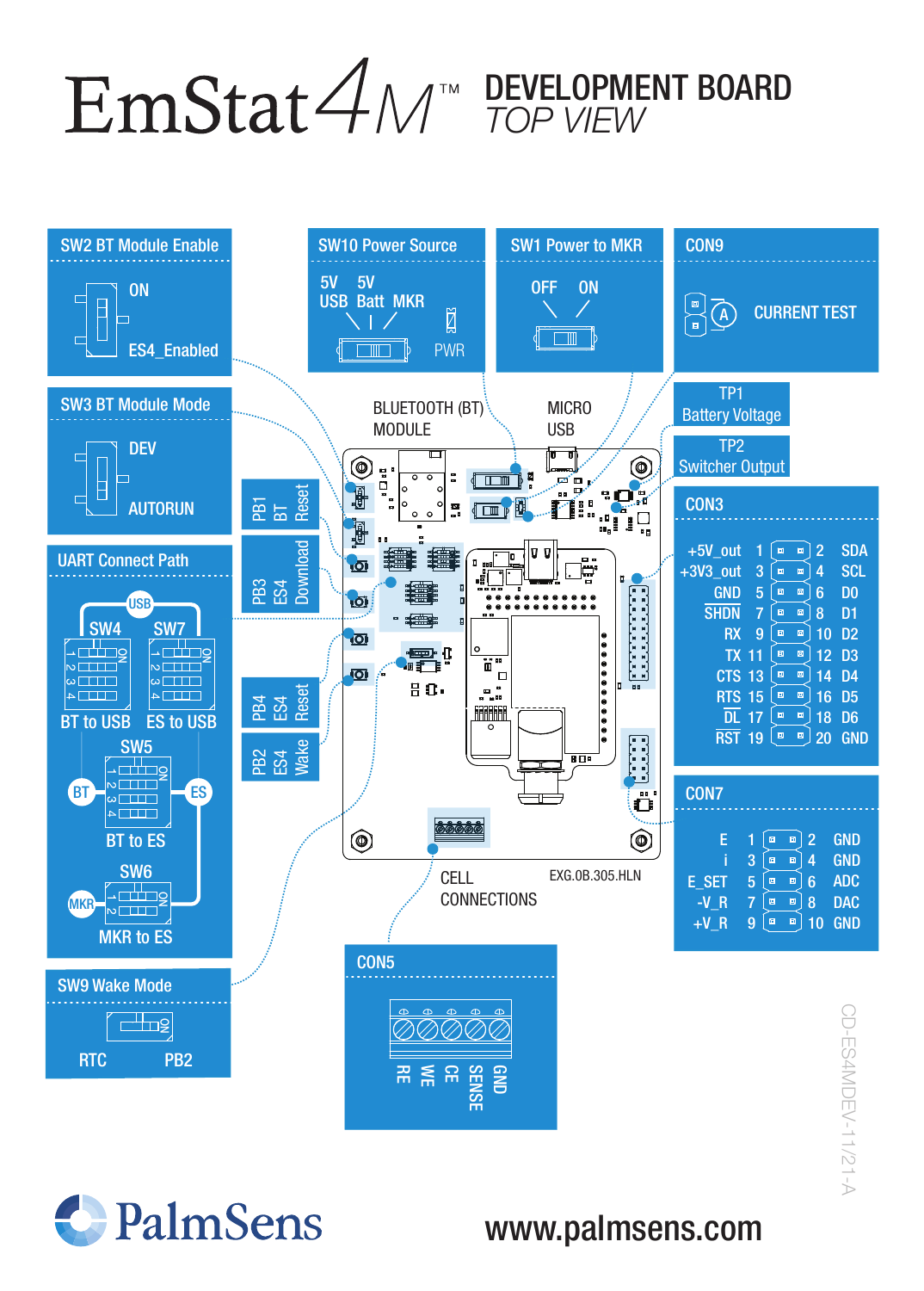# EmStat4M™ DEVELOPMENT BOARD *TOP VIEW*

## SW2 BT Module Enable

ON

ES4_Enabled

## SW3 BT Module Mode

DEV

AUTORUN

## UART Connect Path

USB

SW4 — BT to USB

SW7 — ES to USB

SW5 — BT to ES

SW6 — MKR to ES

BT, ES, MKR

## SW9 Wake Mode

RTC

PB2

## SW10 Power Source

5V USB, 5V Batt, MKR

PWR

## SW1 Power to MKR

OFF ON

## CON9

CURRENT TEST

TP1 Battery Voltage

TP2 Switcher Output

BLUETOOTH (BT) MODULE

MICRO USB

PB1 BT Reset

PB3 ES4 Download

PB4 ES4 Reset

PB2 ES4 Wake

CELL CONNECTIONS

EXG.0B.305.HLN

## CON3

| Signal | Pin | Pin | Signal |
|---|---|---|---|
| +5V_out | 1 | 2 | SDA |
| +3V3_out | 3 | 4 | SCL |
| GND | 5 | 6 | D0 |
| SHDN | 7 | 8 | D1 |
| RX | 9 | 10 | D2 |
| TX | 11 | 12 | D3 |
| CTS | 13 | 14 | D4 |
| RTS | 15 | 16 | D5 |
| DL | 17 | 18 | D6 |
| RST | 19 | 20 | GND |

## CON7

| Signal | Pin | Pin | Signal |
|---|---|---|---|
| E | 1 | 2 | GND |
| i | 3 | 4 | GND |
| E_SET | 5 | 6 | ADC |
| -V_R | 7 | 8 | DAC |
| +V_R | 9 | 10 | GND |

## CON5

RE, WE, CE, SENSE, GND

CD-ES4MDEV-11/21-A

PalmSens

www.palmsens.com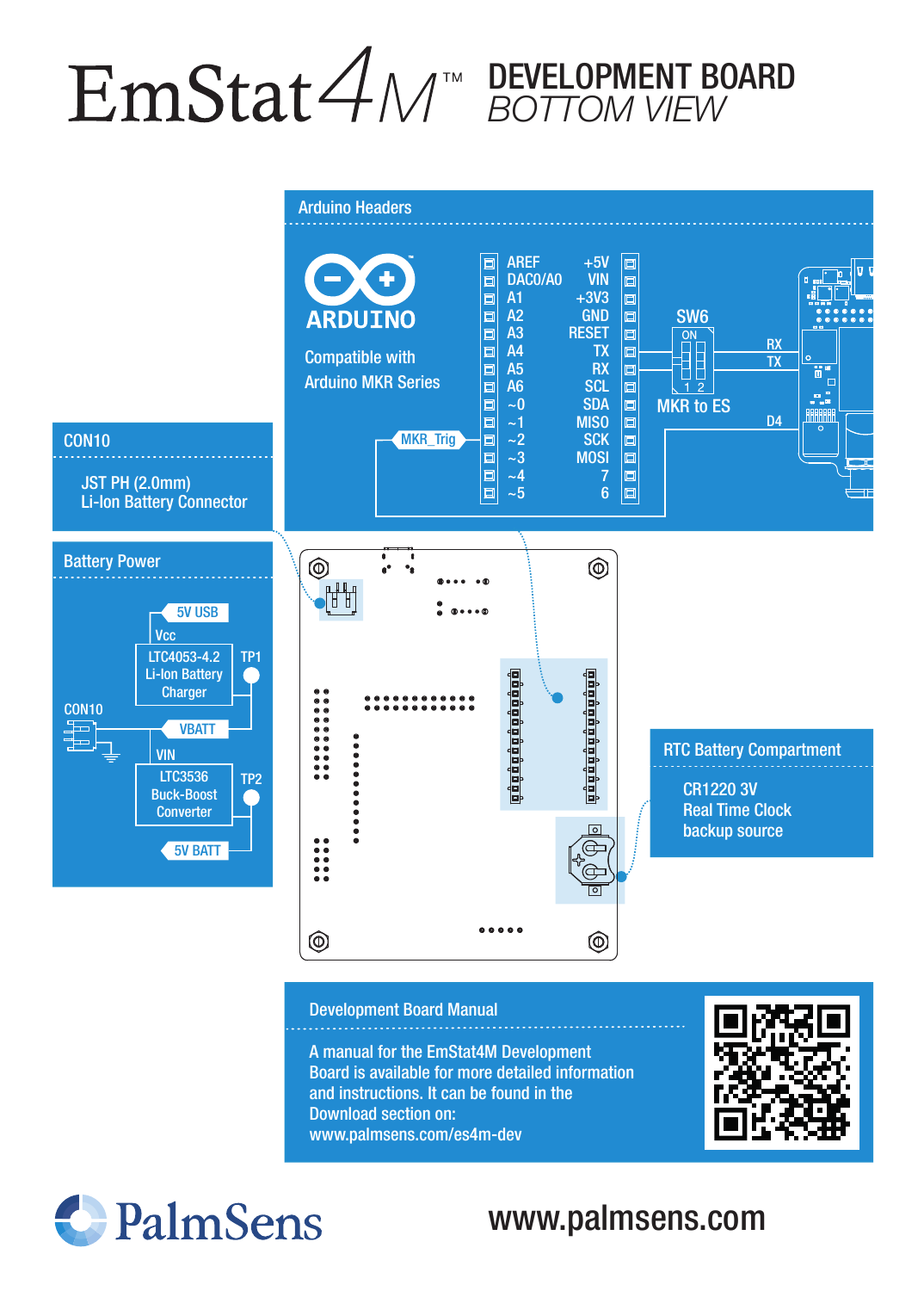# EmStat4M™ DEVELOPMENT BOARD BOTTOM VIEW

## Arduino Headers

ARDUINO

Compatible with Arduino MKR Series

| | |
|---|---|
| AREF | +5V |
| DAC0/A0 | VIN |
| A1 | +3V3 |
| A2 | GND |
| A3 | RESET |
| A4 | TX |
| A5 | RX |
| A6 | SCL |
| ~0 | SDA |
| ~1 | MISO |
| ~2 | SCK |
| ~3 | MOSI |
| ~4 | 7 |
| ~5 | 6 |

MKR_Trig

SW6

ON

1 2

MKR to ES

RX

TX

D4

## CON10

JST PH (2.0mm)
Li-Ion Battery Connector

## Battery Power

5V USB

Vcc

LTC4053-4.2 Li-Ion Battery Charger

TP1

CON10

VBATT

VIN

LTC3536 Buck-Boost Converter

TP2

5V BATT

## RTC Battery Compartment

CR1220 3V
Real Time Clock
backup source

## Development Board Manual

A manual for the EmStat4M Development Board is available for more detailed information and instructions. It can be found in the Download section on:
www.palmsens.com/es4m-dev

PalmSens

www.palmsens.com